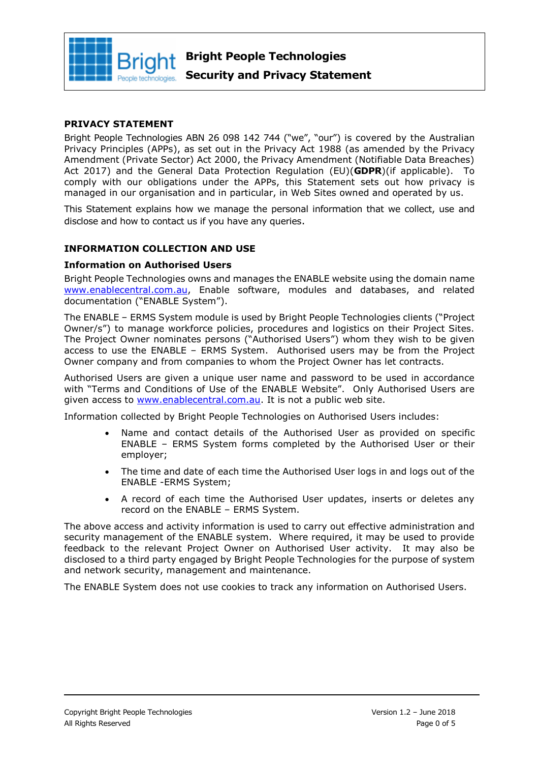# Bright People Technologies
# Security and Privacy Statement

## PRIVACY STATEMENT

Bright People Technologies ABN 26 098 142 744 ("we", "our") is covered by the Australian Privacy Principles (APPs), as set out in the Privacy Act 1988 (as amended by the Privacy Amendment (Private Sector) Act 2000, the Privacy Amendment (Notifiable Data Breaches) Act 2017) and the General Data Protection Regulation (EU)(**GDPR**)(if applicable). To comply with our obligations under the APPs, this Statement sets out how privacy is managed in our organisation and in particular, in Web Sites owned and operated by us.

This Statement explains how we manage the personal information that we collect, use and disclose and how to contact us if you have any queries.

## INFORMATION COLLECTION AND USE

### Information on Authorised Users

Bright People Technologies owns and manages the ENABLE website using the domain name www.enablecentral.com.au, Enable software, modules and databases, and related documentation ("ENABLE System").

The ENABLE – ERMS System module is used by Bright People Technologies clients ("Project Owner/s") to manage workforce policies, procedures and logistics on their Project Sites. The Project Owner nominates persons ("Authorised Users") whom they wish to be given access to use the ENABLE – ERMS System. Authorised users may be from the Project Owner company and from companies to whom the Project Owner has let contracts.

Authorised Users are given a unique user name and password to be used in accordance with "Terms and Conditions of Use of the ENABLE Website". Only Authorised Users are given access to www.enablecentral.com.au. It is not a public web site.

Information collected by Bright People Technologies on Authorised Users includes:

- Name and contact details of the Authorised User as provided on specific ENABLE – ERMS System forms completed by the Authorised User or their employer;
- The time and date of each time the Authorised User logs in and logs out of the ENABLE -ERMS System;
- A record of each time the Authorised User updates, inserts or deletes any record on the ENABLE – ERMS System.

The above access and activity information is used to carry out effective administration and security management of the ENABLE system. Where required, it may be used to provide feedback to the relevant Project Owner on Authorised User activity. It may also be disclosed to a third party engaged by Bright People Technologies for the purpose of system and network security, management and maintenance.

The ENABLE System does not use cookies to track any information on Authorised Users.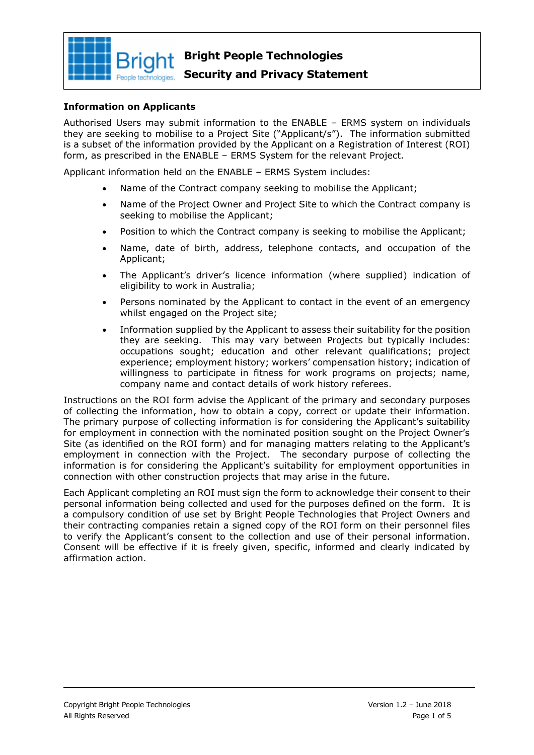# Bright People Technologies

# Security and Privacy Statement

### Information on Applicants

Authorised Users may submit information to the ENABLE – ERMS system on individuals they are seeking to mobilise to a Project Site ("Applicant/s"). The information submitted is a subset of the information provided by the Applicant on a Registration of Interest (ROI) form, as prescribed in the ENABLE – ERMS System for the relevant Project.

Applicant information held on the ENABLE – ERMS System includes:

- Name of the Contract company seeking to mobilise the Applicant;
- Name of the Project Owner and Project Site to which the Contract company is seeking to mobilise the Applicant;
- Position to which the Contract company is seeking to mobilise the Applicant;
- Name, date of birth, address, telephone contacts, and occupation of the Applicant;
- The Applicant's driver's licence information (where supplied) indication of eligibility to work in Australia;
- Persons nominated by the Applicant to contact in the event of an emergency whilst engaged on the Project site;
- Information supplied by the Applicant to assess their suitability for the position they are seeking. This may vary between Projects but typically includes: occupations sought; education and other relevant qualifications; project experience; employment history; workers' compensation history; indication of willingness to participate in fitness for work programs on projects; name, company name and contact details of work history referees.

Instructions on the ROI form advise the Applicant of the primary and secondary purposes of collecting the information, how to obtain a copy, correct or update their information. The primary purpose of collecting information is for considering the Applicant's suitability for employment in connection with the nominated position sought on the Project Owner's Site (as identified on the ROI form) and for managing matters relating to the Applicant's employment in connection with the Project. The secondary purpose of collecting the information is for considering the Applicant's suitability for employment opportunities in connection with other construction projects that may arise in the future.

Each Applicant completing an ROI must sign the form to acknowledge their consent to their personal information being collected and used for the purposes defined on the form. It is a compulsory condition of use set by Bright People Technologies that Project Owners and their contracting companies retain a signed copy of the ROI form on their personnel files to verify the Applicant's consent to the collection and use of their personal information. Consent will be effective if it is freely given, specific, informed and clearly indicated by affirmation action.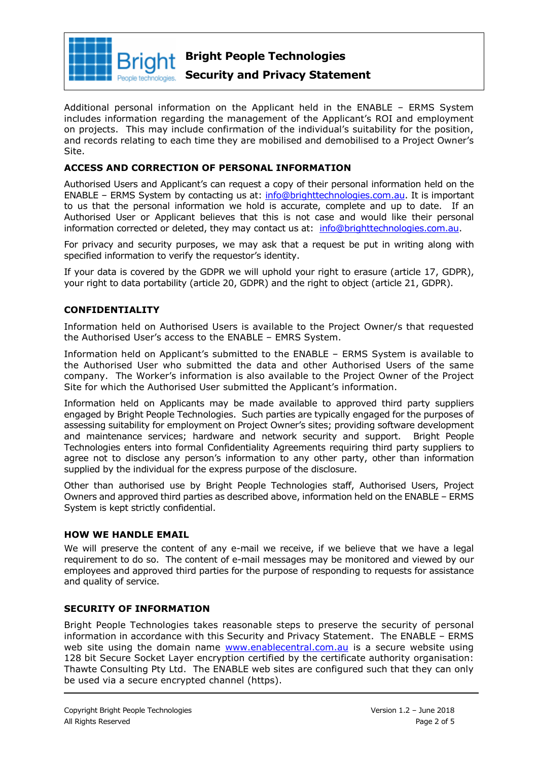Additional personal information on the Applicant held in the ENABLE – ERMS System includes information regarding the management of the Applicant's ROI and employment on projects. This may include confirmation of the individual's suitability for the position, and records relating to each time they are mobilised and demobilised to a Project Owner's Site.

## ACCESS AND CORRECTION OF PERSONAL INFORMATION

Authorised Users and Applicant's can request a copy of their personal information held on the ENABLE – ERMS System by contacting us at: info@brighttechnologies.com.au. It is important to us that the personal information we hold is accurate, complete and up to date. If an Authorised User or Applicant believes that this is not case and would like their personal information corrected or deleted, they may contact us at: info@brighttechnologies.com.au.

For privacy and security purposes, we may ask that a request be put in writing along with specified information to verify the requestor's identity.

If your data is covered by the GDPR we will uphold your right to erasure (article 17, GDPR), your right to data portability (article 20, GDPR) and the right to object (article 21, GDPR).

## CONFIDENTIALITY

Information held on Authorised Users is available to the Project Owner/s that requested the Authorised User's access to the ENABLE – EMRS System.

Information held on Applicant's submitted to the ENABLE – ERMS System is available to the Authorised User who submitted the data and other Authorised Users of the same company. The Worker's information is also available to the Project Owner of the Project Site for which the Authorised User submitted the Applicant's information.

Information held on Applicants may be made available to approved third party suppliers engaged by Bright People Technologies. Such parties are typically engaged for the purposes of assessing suitability for employment on Project Owner's sites; providing software development and maintenance services; hardware and network security and support. Bright People Technologies enters into formal Confidentiality Agreements requiring third party suppliers to agree not to disclose any person's information to any other party, other than information supplied by the individual for the express purpose of the disclosure.

Other than authorised use by Bright People Technologies staff, Authorised Users, Project Owners and approved third parties as described above, information held on the ENABLE – ERMS System is kept strictly confidential.

## HOW WE HANDLE EMAIL

We will preserve the content of any e-mail we receive, if we believe that we have a legal requirement to do so. The content of e-mail messages may be monitored and viewed by our employees and approved third parties for the purpose of responding to requests for assistance and quality of service.

## SECURITY OF INFORMATION

Bright People Technologies takes reasonable steps to preserve the security of personal information in accordance with this Security and Privacy Statement. The ENABLE – ERMS web site using the domain name www.enablecentral.com.au is a secure website using 128 bit Secure Socket Layer encryption certified by the certificate authority organisation: Thawte Consulting Pty Ltd. The ENABLE web sites are configured such that they can only be used via a secure encrypted channel (https).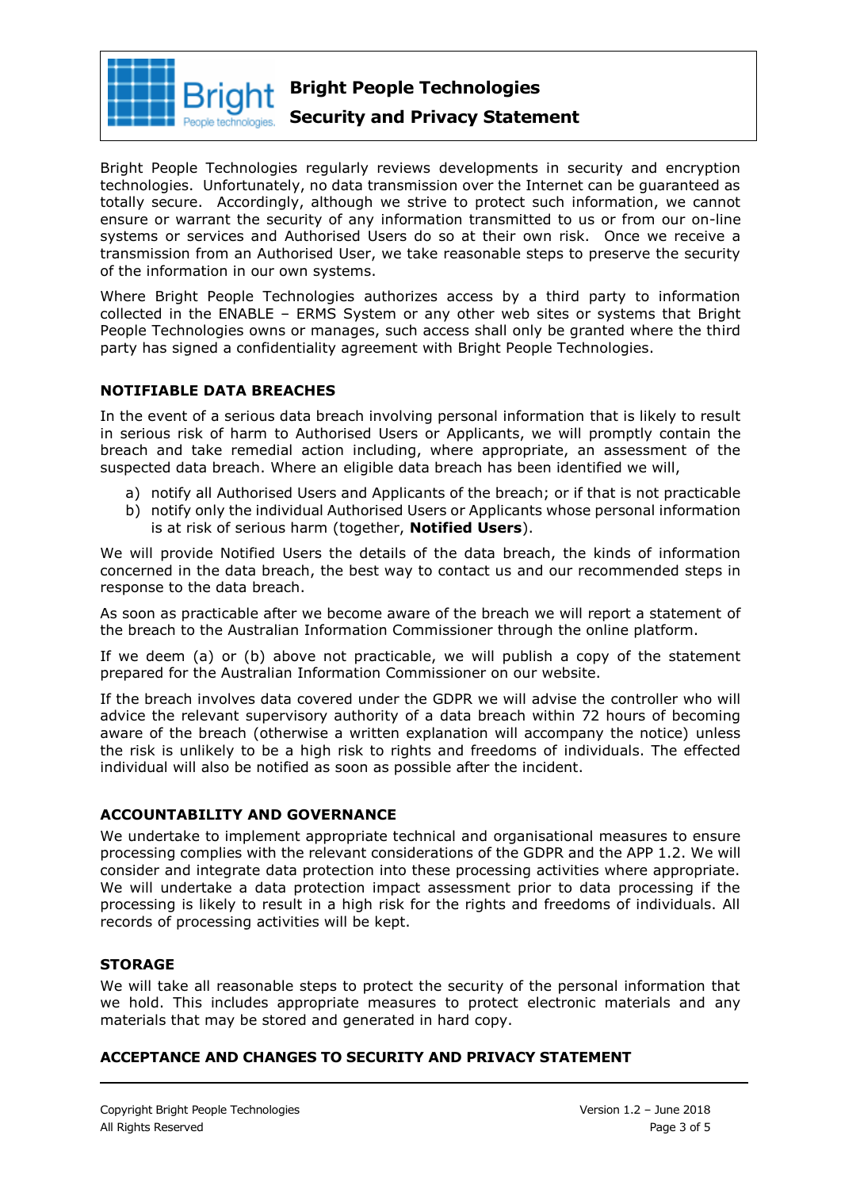Bright People Technologies regularly reviews developments in security and encryption technologies. Unfortunately, no data transmission over the Internet can be guaranteed as totally secure. Accordingly, although we strive to protect such information, we cannot ensure or warrant the security of any information transmitted to us or from our on-line systems or services and Authorised Users do so at their own risk. Once we receive a transmission from an Authorised User, we take reasonable steps to preserve the security of the information in our own systems.

Where Bright People Technologies authorizes access by a third party to information collected in the ENABLE – ERMS System or any other web sites or systems that Bright People Technologies owns or manages, such access shall only be granted where the third party has signed a confidentiality agreement with Bright People Technologies.

## NOTIFIABLE DATA BREACHES

In the event of a serious data breach involving personal information that is likely to result in serious risk of harm to Authorised Users or Applicants, we will promptly contain the breach and take remedial action including, where appropriate, an assessment of the suspected data breach. Where an eligible data breach has been identified we will,

a) notify all Authorised Users and Applicants of the breach; or if that is not practicable
b) notify only the individual Authorised Users or Applicants whose personal information is at risk of serious harm (together, **Notified Users**).

We will provide Notified Users the details of the data breach, the kinds of information concerned in the data breach, the best way to contact us and our recommended steps in response to the data breach.

As soon as practicable after we become aware of the breach we will report a statement of the breach to the Australian Information Commissioner through the online platform.

If we deem (a) or (b) above not practicable, we will publish a copy of the statement prepared for the Australian Information Commissioner on our website.

If the breach involves data covered under the GDPR we will advise the controller who will advice the relevant supervisory authority of a data breach within 72 hours of becoming aware of the breach (otherwise a written explanation will accompany the notice) unless the risk is unlikely to be a high risk to rights and freedoms of individuals. The effected individual will also be notified as soon as possible after the incident.

## ACCOUNTABILITY AND GOVERNANCE

We undertake to implement appropriate technical and organisational measures to ensure processing complies with the relevant considerations of the GDPR and the APP 1.2. We will consider and integrate data protection into these processing activities where appropriate. We will undertake a data protection impact assessment prior to data processing if the processing is likely to result in a high risk for the rights and freedoms of individuals. All records of processing activities will be kept.

## STORAGE

We will take all reasonable steps to protect the security of the personal information that we hold. This includes appropriate measures to protect electronic materials and any materials that may be stored and generated in hard copy.

## ACCEPTANCE AND CHANGES TO SECURITY AND PRIVACY STATEMENT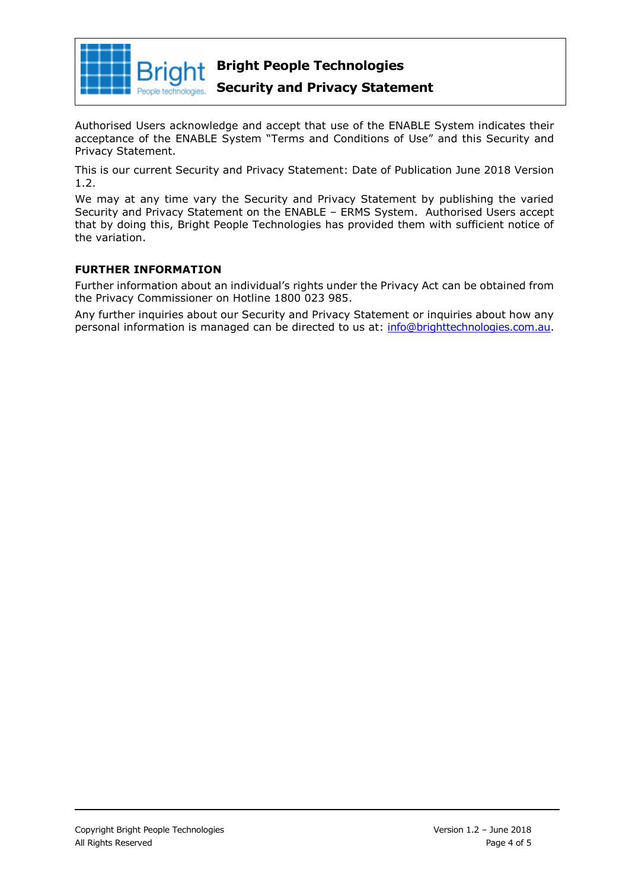Authorised Users acknowledge and accept that use of the ENABLE System indicates their acceptance of the ENABLE System "Terms and Conditions of Use" and this Security and Privacy Statement.

This is our current Security and Privacy Statement: Date of Publication June 2018 Version 1.2.

We may at any time vary the Security and Privacy Statement by publishing the varied Security and Privacy Statement on the ENABLE – ERMS System. Authorised Users accept that by doing this, Bright People Technologies has provided them with sufficient notice of the variation.

## FURTHER INFORMATION

Further information about an individual's rights under the Privacy Act can be obtained from the Privacy Commissioner on Hotline 1800 023 985.

Any further inquiries about our Security and Privacy Statement or inquiries about how any personal information is managed can be directed to us at: info@brighttechnologies.com.au.